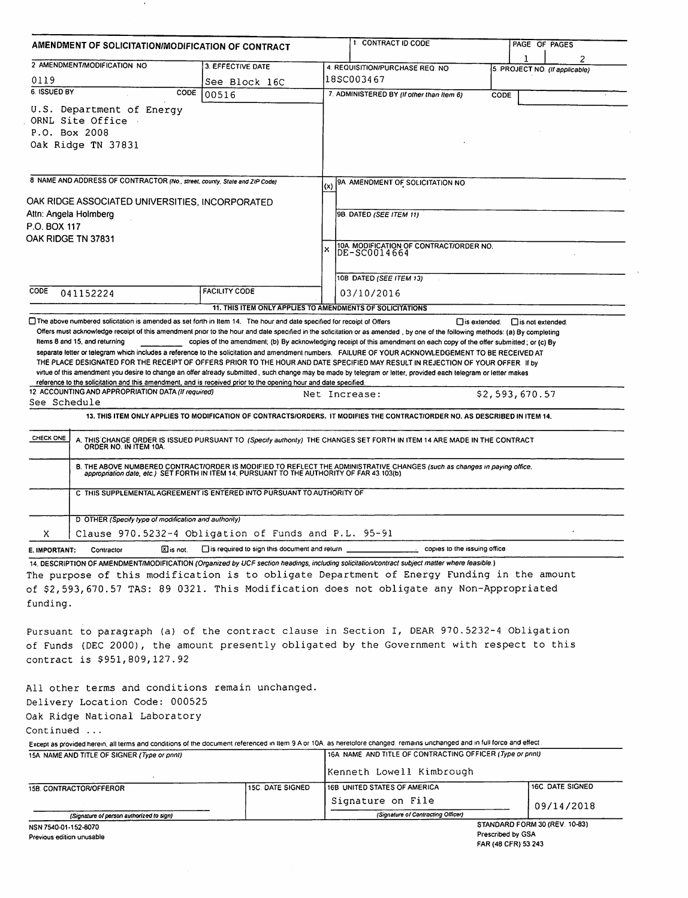# AMENDMENT OF SOLICITATION/MODIFICATION OF CONTRACT

| 1. CONTRACT ID CODE | PAGE OF PAGES |
|---|---|
| | 1 2 |

| 2. AMENDMENT/MODIFICATION NO. | 3. EFFECTIVE DATE | 4. REQUISITION/PURCHASE REQ. NO. | 5. PROJECT NO. (If applicable) |
|---|---|---|---|
| 0119 | See Block 16C | 18SC003467 | |

**6. ISSUED BY** CODE 00516

U.S. Department of Energy
ORNL Site Office
P.O. Box 2008
Oak Ridge TN 37831

**7. ADMINISTERED BY** *(If other than Item 6)* CODE

**8. NAME AND ADDRESS OF CONTRACTOR** *(No., street, county, State and ZIP Code)*

OAK RIDGE ASSOCIATED UNIVERSITIES, INCORPORATED
Attn: Angela Holmberg
P.O. BOX 117
OAK RIDGE TN 37831

CODE 041152224 FACILITY CODE

| (x) | |
|---|---|
| | 9A. AMENDMENT OF SOLICITATION NO. |
| | 9B. DATED *(SEE ITEM 11)* |
| x | 10A. MODIFICATION OF CONTRACT/ORDER NO. DE-SC0014664 |
| | 10B. DATED *(SEE ITEM 13)* 03/10/2016 |

**11. THIS ITEM ONLY APPLIES TO AMENDMENTS OF SOLICITATIONS**

☐ The above numbered solicitation is amended as set forth in Item 14. The hour and date specified for receipt of Offers ☐ is extended. ☐ is not extended.
Offers must acknowledge receipt of this amendment prior to the hour and date specified in the solicitation or as amended, by one of the following methods: (a) By completing Items 8 and 15, and returning ______ copies of the amendment; (b) By acknowledging receipt of this amendment on each copy of the offer submitted; or (c) By separate letter or telegram which includes a reference to the solicitation and amendment numbers. FAILURE OF YOUR ACKNOWLEDGEMENT TO BE RECEIVED AT THE PLACE DESIGNATED FOR THE RECEIPT OF OFFERS PRIOR TO THE HOUR AND DATE SPECIFIED MAY RESULT IN REJECTION OF YOUR OFFER. If by virtue of this amendment you desire to change an offer already submitted, such change may be made by telegram or letter, provided each telegram or letter makes reference to the solicitation and this amendment, and is received prior to the opening hour and date specified.

**12. ACCOUNTING AND APPROPRIATION DATA** *(If required)*
See Schedule    Net Increase: $2,593,670.57

**13. THIS ITEM ONLY APPLIES TO MODIFICATION OF CONTRACTS/ORDERS. IT MODIFIES THE CONTRACT/ORDER NO. AS DESCRIBED IN ITEM 14.**

| CHECK ONE | |
|---|---|
| | A. THIS CHANGE ORDER IS ISSUED PURSUANT TO: *(Specify authority)* THE CHANGES SET FORTH IN ITEM 14 ARE MADE IN THE CONTRACT ORDER NO. IN ITEM 10A. |
| | B. THE ABOVE NUMBERED CONTRACT/ORDER IS MODIFIED TO REFLECT THE ADMINISTRATIVE CHANGES *(such as changes in paying office, appropriation date, etc.)* SET FORTH IN ITEM 14, PURSUANT TO THE AUTHORITY OF FAR 43.103(b). |
| | C. THIS SUPPLEMENTAL AGREEMENT IS ENTERED INTO PURSUANT TO AUTHORITY OF: |
| X | D. OTHER *(Specify type of modification and authority)* Clause 970.5232-4 Obligation of Funds and P.L. 95-91 |

**E. IMPORTANT:** Contractor ☒ is not. ☐ is required to sign this document and return ______ copies to the issuing office.

**14. DESCRIPTION OF AMENDMENT/MODIFICATION** *(Organized by UCF section headings, including solicitation/contract subject matter where feasible.)*

The purpose of this modification is to obligate Department of Energy Funding in the amount of $2,593,670.57 TAS: 89 0321. This Modification does not obligate any Non-Appropriated funding.

Pursuant to paragraph (a) of the contract clause in Section I, DEAR 970.5232-4 Obligation of Funds (DEC 2000), the amount presently obligated by the Government with respect to this contract is $951,809,127.92

All other terms and conditions remain unchanged.
Delivery Location Code: 000525
Oak Ridge National Laboratory
Continued ...

Except as provided herein, all terms and conditions of the document referenced in Item 9 A or 10A, as heretofore changed, remains unchanged and in full force and effect.

| 15A. NAME AND TITLE OF SIGNER *(Type or print)* | | 16A. NAME AND TITLE OF CONTRACTING OFFICER *(Type or print)* | |
|---|---|---|---|
| | | Kenneth Lowell Kimbrough | |
| **15B. CONTRACTOR/OFFEROR** | **15C. DATE SIGNED** | **16B. UNITED STATES OF AMERICA** | **16C. DATE SIGNED** |
| *(Signature of person authorized to sign)* | | Signature on File *(Signature of Contracting Officer)* | 09/14/2018 |

NSN 7540-01-152-8070
Previous edition unusable

STANDARD FORM 30 (REV. 10-83)
Prescribed by GSA
FAR (48 CFR) 53.243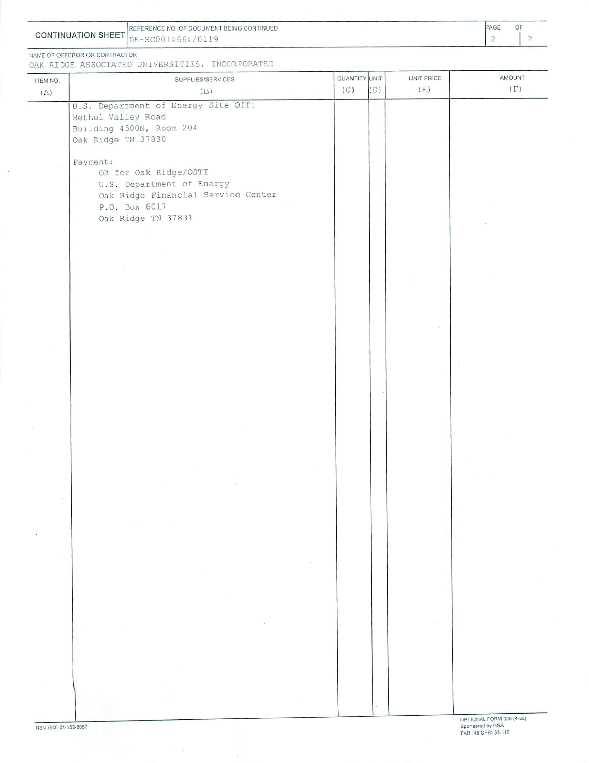**CONTINUATION SHEET**

REFERENCE NO. OF DOCUMENT BEING CONTINUED: DE-SC0014664/0119

NAME OF OFFEROR OR CONTRACTOR: OAK RIDGE ASSOCIATED UNIVERSITIES, INCORPORATED

| ITEM NO. (A) | SUPPLIES/SERVICES (B) | QUANTITY (C) | UNIT (D) | UNIT PRICE (E) | AMOUNT (F) |
|---|---|---|---|---|---|
| | U.S. Department of Energy Site Offi<br>Bethel Valley Road<br>Building 4500N, Room 204<br>Oak Ridge TN 37830<br><br>Payment:<br>OR for Oak Ridge/OSTI<br>U.S. Department of Energy<br>Oak Ridge Financial Service Center<br>P.O. Box 6017<br>Oak Ridge TN 37831 | | | | |

NSN 7540-01-152-8067

OPTIONAL FORM 336 (4-86)
Sponsored by GSA
FAR (48 CFR) 53.110